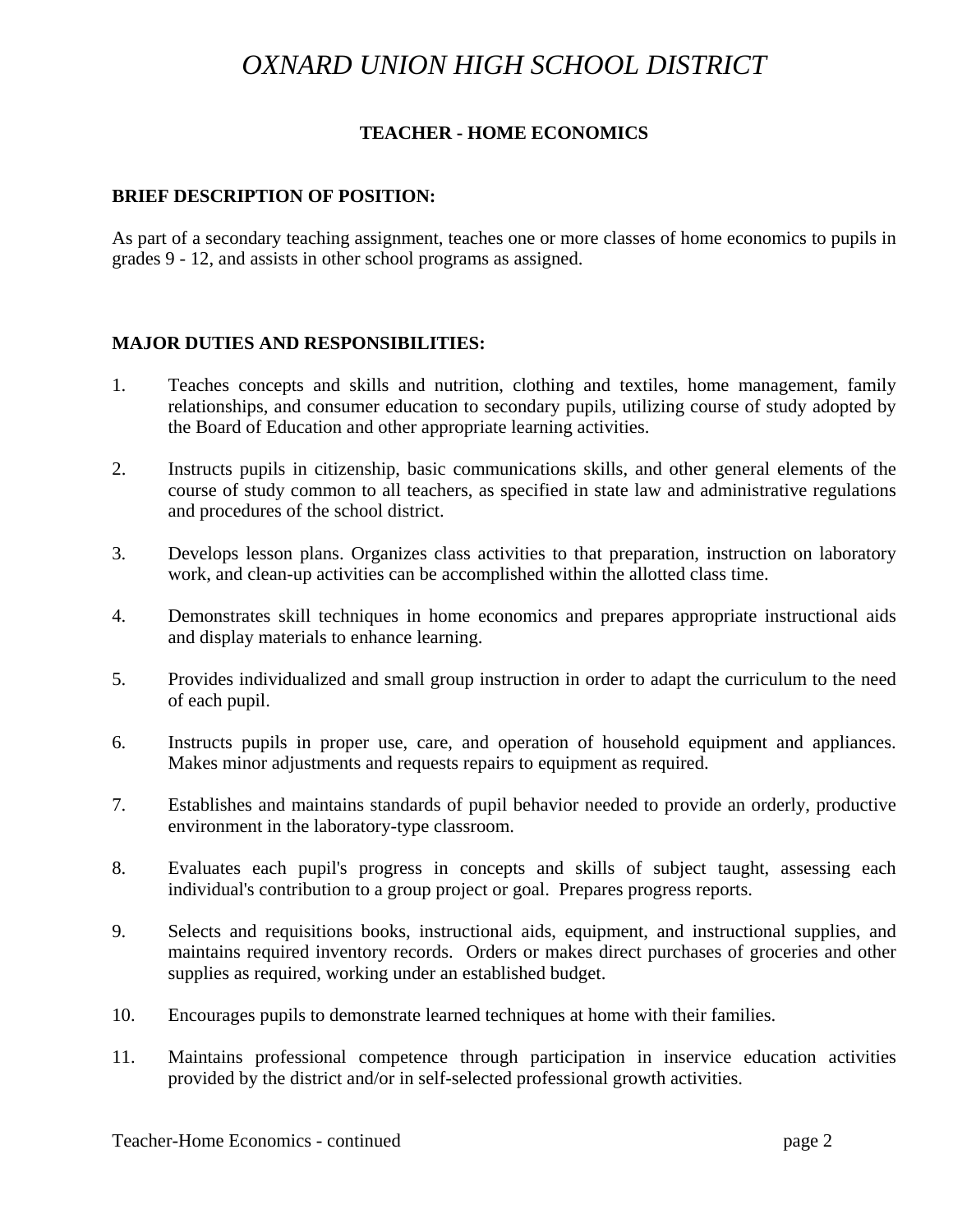# *OXNARD UNION HIGH SCHOOL DISTRICT*

## TEACHER - HOME ECONOMICS

**BRIEF DESCRIPTION OF POSITION:**

As part of a secondary teaching assignment, teaches one or more classes of home economics to pupils in grades 9 - 12, and assists in other school programs as assigned.

**MAJOR DUTIES AND RESPONSIBILITIES:**

1. Teaches concepts and skills and nutrition, clothing and textiles, home management, family relationships, and consumer education to secondary pupils, utilizing course of study adopted by the Board of Education and other appropriate learning activities.

2. Instructs pupils in citizenship, basic communications skills, and other general elements of the course of study common to all teachers, as specified in state law and administrative regulations and procedures of the school district.

3. Develops lesson plans. Organizes class activities to that preparation, instruction on laboratory work, and clean-up activities can be accomplished within the allotted class time.

4. Demonstrates skill techniques in home economics and prepares appropriate instructional aids and display materials to enhance learning.

5. Provides individualized and small group instruction in order to adapt the curriculum to the need of each pupil.

6. Instructs pupils in proper use, care, and operation of household equipment and appliances. Makes minor adjustments and requests repairs to equipment as required.

7. Establishes and maintains standards of pupil behavior needed to provide an orderly, productive environment in the laboratory-type classroom.

8. Evaluates each pupil's progress in concepts and skills of subject taught, assessing each individual's contribution to a group project or goal. Prepares progress reports.

9. Selects and requisitions books, instructional aids, equipment, and instructional supplies, and maintains required inventory records. Orders or makes direct purchases of groceries and other supplies as required, working under an established budget.

10. Encourages pupils to demonstrate learned techniques at home with their families.

11. Maintains professional competence through participation in inservice education activities provided by the district and/or in self-selected professional growth activities.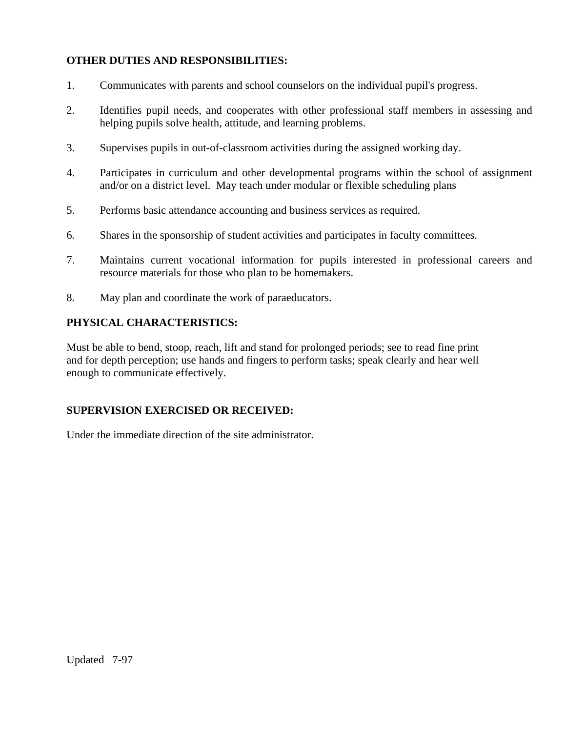**OTHER DUTIES AND RESPONSIBILITIES:**

1. Communicates with parents and school counselors on the individual pupil's progress.

2. Identifies pupil needs, and cooperates with other professional staff members in assessing and helping pupils solve health, attitude, and learning problems.

3. Supervises pupils in out-of-classroom activities during the assigned working day.

4. Participates in curriculum and other developmental programs within the school of assignment and/or on a district level. May teach under modular or flexible scheduling plans

5. Performs basic attendance accounting and business services as required.

6. Shares in the sponsorship of student activities and participates in faculty committees.

7. Maintains current vocational information for pupils interested in professional careers and resource materials for those who plan to be homemakers.

8. May plan and coordinate the work of paraeducators.

**PHYSICAL CHARACTERISTICS:**

Must be able to bend, stoop, reach, lift and stand for prolonged periods; see to read fine print and for depth perception; use hands and fingers to perform tasks; speak clearly and hear well enough to communicate effectively.

**SUPERVISION EXERCISED OR RECEIVED:**

Under the immediate direction of the site administrator.

Updated 7-97